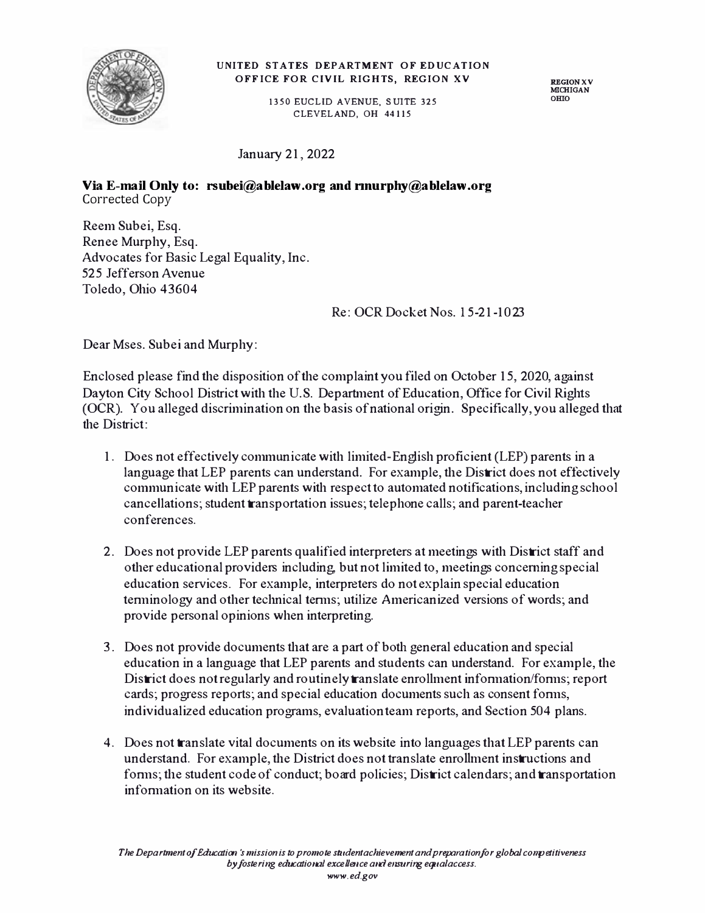**UNITED STATES DEPARTMENT OF EDUCATION**
**OFFICE FOR CIVIL RIGHTS, REGION XV**

1350 EUCLID AVENUE, SUITE 325
CLEVELAND, OH 44115

REGION XV
MICHIGAN
OHIO

January 21, 2022

**Via E-mail Only to: rsubei@ablelaw.org and rmurphy@ablelaw.org**
Corrected Copy

Reem Subei, Esq.
Renee Murphy, Esq.
Advocates for Basic Legal Equality, Inc.
525 Jefferson Avenue
Toledo, Ohio 43604

Re: OCR Docket Nos. 15-21-1023

Dear Mses. Subei and Murphy:

Enclosed please find the disposition of the complaint you filed on October 15, 2020, against Dayton City School District with the U.S. Department of Education, Office for Civil Rights (OCR). You alleged discrimination on the basis of national origin. Specifically, you alleged that the District:

1. Does not effectively communicate with limited-English proficient (LEP) parents in a language that LEP parents can understand. For example, the District does not effectively communicate with LEP parents with respect to automated notifications, including school cancellations; student transportation issues; telephone calls; and parent-teacher conferences.

2. Does not provide LEP parents qualified interpreters at meetings with District staff and other educational providers including, but not limited to, meetings concerning special education services. For example, interpreters do not explain special education terminology and other technical terms; utilize Americanized versions of words; and provide personal opinions when interpreting.

3. Does not provide documents that are a part of both general education and special education in a language that LEP parents and students can understand. For example, the District does not regularly and routinely translate enrollment information/forms; report cards; progress reports; and special education documents such as consent forms, individualized education programs, evaluation team reports, and Section 504 plans.

4. Does not translate vital documents on its website into languages that LEP parents can understand. For example, the District does not translate enrollment instructions and forms; the student code of conduct; board policies; District calendars; and transportation information on its website.

*The Department of Education's mission is to promote student achievement and preparation for global competitiveness by fostering educational excellence and ensuring equal access.*
*www.ed.gov*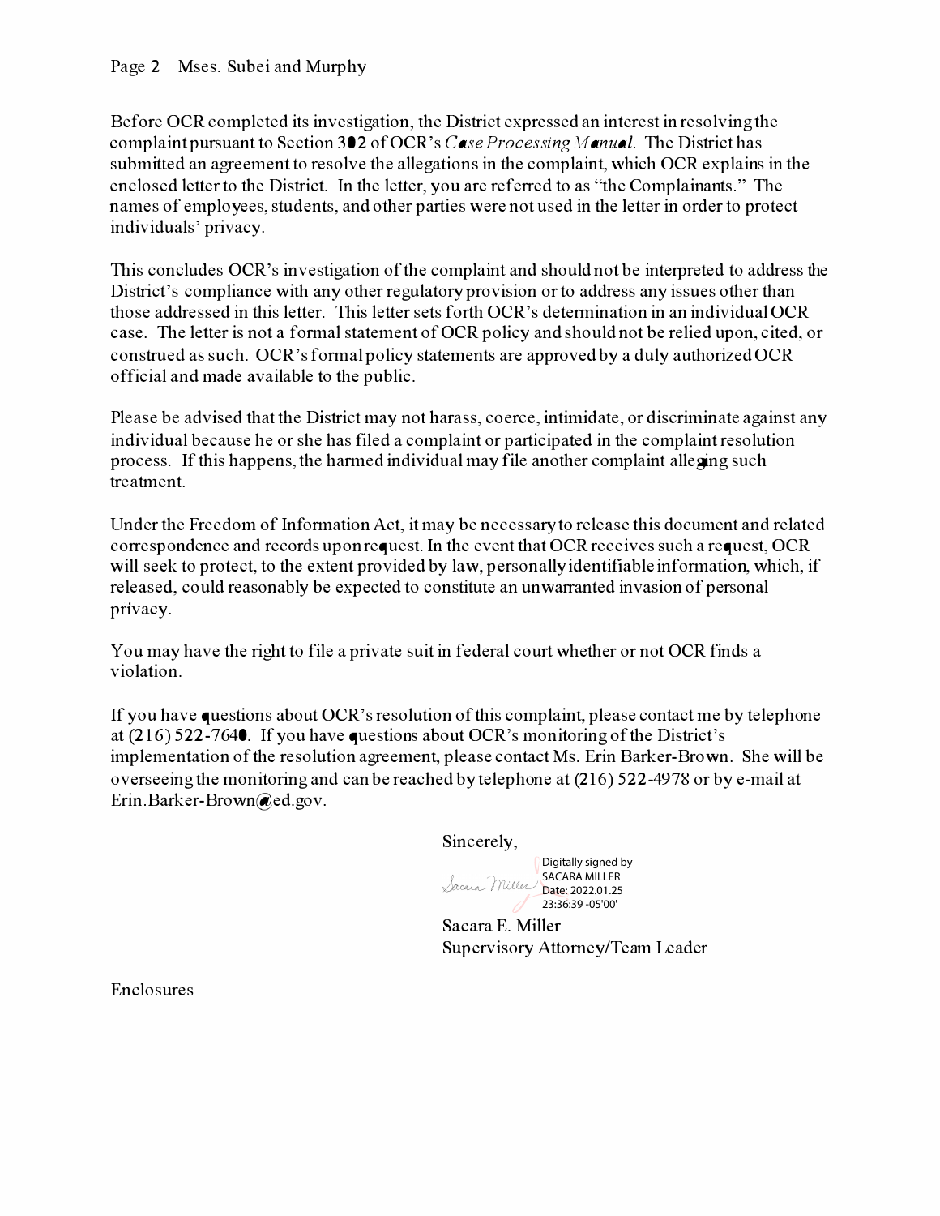Before OCR completed its investigation, the District expressed an interest in resolving the complaint pursuant to Section 302 of OCR's *Case Processing Manual*. The District has submitted an agreement to resolve the allegations in the complaint, which OCR explains in the enclosed letter to the District. In the letter, you are referred to as "the Complainants." The names of employees, students, and other parties were not used in the letter in order to protect individuals' privacy.

This concludes OCR's investigation of the complaint and should not be interpreted to address the District's compliance with any other regulatory provision or to address any issues other than those addressed in this letter. This letter sets forth OCR's determination in an individual OCR case. The letter is not a formal statement of OCR policy and should not be relied upon, cited, or construed as such. OCR's formal policy statements are approved by a duly authorized OCR official and made available to the public.

Please be advised that the District may not harass, coerce, intimidate, or discriminate against any individual because he or she has filed a complaint or participated in the complaint resolution process. If this happens, the harmed individual may file another complaint alleging such treatment.

Under the Freedom of Information Act, it may be necessary to release this document and related correspondence and records upon request. In the event that OCR receives such a request, OCR will seek to protect, to the extent provided by law, personally identifiable information, which, if released, could reasonably be expected to constitute an unwarranted invasion of personal privacy.

You may have the right to file a private suit in federal court whether or not OCR finds a violation.

If you have questions about OCR's resolution of this complaint, please contact me by telephone at (216) 522-7640. If you have questions about OCR's monitoring of the District's implementation of the resolution agreement, please contact Ms. Erin Barker-Brown. She will be overseeing the monitoring and can be reached by telephone at (216) 522-4978 or by e-mail at Erin.Barker-Brown@ed.gov.

Sincerely,

Digitally signed by SACARA MILLER
Date: 2022.01.25 23:36:39 -05'00'

Sacara E. Miller
Supervisory Attorney/Team Leader

Enclosures